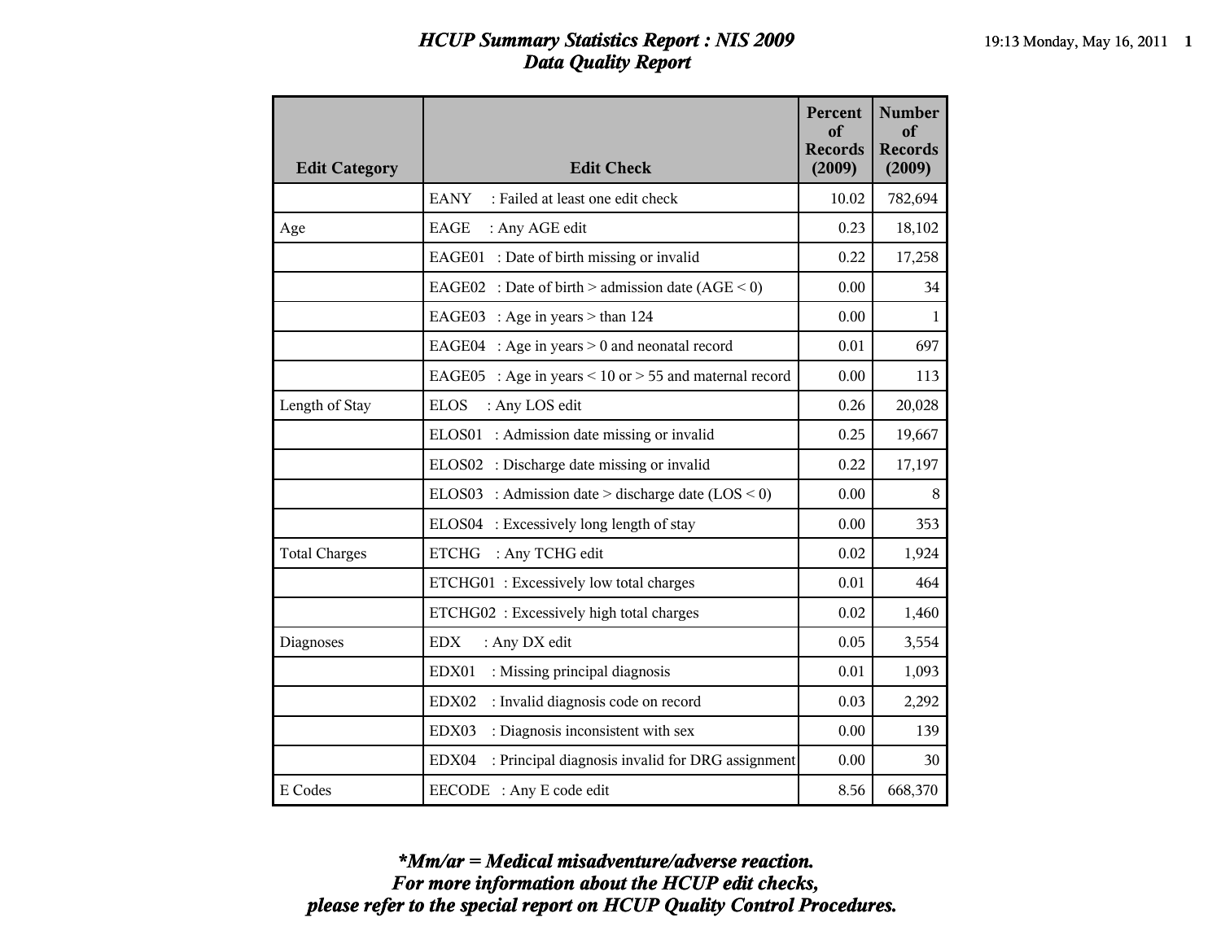# *HCUP Summary Statistics Report : NIS 2009*
## *Data Quality Report*

| Edit Category | Edit Check | Percent of Records (2009) | Number of Records (2009) |
|---|---|---|---|
| | EANY : Failed at least one edit check | 10.02 | 782,694 |
| Age | EAGE : Any AGE edit | 0.23 | 18,102 |
| | EAGE01 : Date of birth missing or invalid | 0.22 | 17,258 |
| | EAGE02 : Date of birth > admission date (AGE < 0) | 0.00 | 34 |
| | EAGE03 : Age in years > than 124 | 0.00 | 1 |
| | EAGE04 : Age in years > 0 and neonatal record | 0.01 | 697 |
| | EAGE05 : Age in years < 10 or > 55 and maternal record | 0.00 | 113 |
| Length of Stay | ELOS : Any LOS edit | 0.26 | 20,028 |
| | ELOS01 : Admission date missing or invalid | 0.25 | 19,667 |
| | ELOS02 : Discharge date missing or invalid | 0.22 | 17,197 |
| | ELOS03 : Admission date > discharge date (LOS < 0) | 0.00 | 8 |
| | ELOS04 : Excessively long length of stay | 0.00 | 353 |
| Total Charges | ETCHG : Any TCHG edit | 0.02 | 1,924 |
| | ETCHG01 : Excessively low total charges | 0.01 | 464 |
| | ETCHG02 : Excessively high total charges | 0.02 | 1,460 |
| Diagnoses | EDX : Any DX edit | 0.05 | 3,554 |
| | EDX01 : Missing principal diagnosis | 0.01 | 1,093 |
| | EDX02 : Invalid diagnosis code on record | 0.03 | 2,292 |
| | EDX03 : Diagnosis inconsistent with sex | 0.00 | 139 |
| | EDX04 : Principal diagnosis invalid for DRG assignment | 0.00 | 30 |
| E Codes | EECODE : Any E code edit | 8.56 | 668,370 |

***Mm/ar = Medical misadventure/adverse reaction.***
***For more information about the HCUP edit checks,***
***please refer to the special report on HCUP Quality Control Procedures.***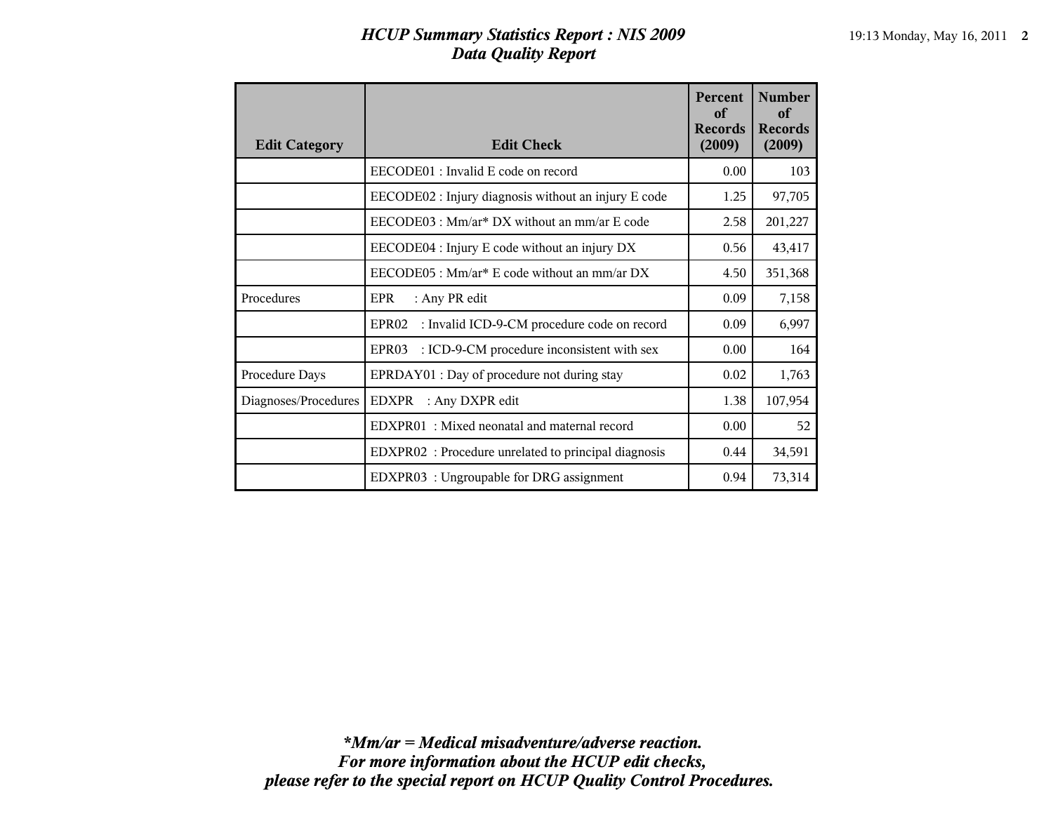## HCUP Summary Statistics Report : NIS 2009
## Data Quality Report

| Edit Category | Edit Check | Percent of Records (2009) | Number of Records (2009) |
|---|---|---|---|
| | EECODE01 : Invalid E code on record | 0.00 | 103 |
| | EECODE02 : Injury diagnosis without an injury E code | 1.25 | 97,705 |
| | EECODE03 : Mm/ar* DX without an mm/ar E code | 2.58 | 201,227 |
| | EECODE04 : Injury E code without an injury DX | 0.56 | 43,417 |
| | EECODE05 : Mm/ar* E code without an mm/ar DX | 4.50 | 351,368 |
| Procedures | EPR : Any PR edit | 0.09 | 7,158 |
| | EPR02 : Invalid ICD-9-CM procedure code on record | 0.09 | 6,997 |
| | EPR03 : ICD-9-CM procedure inconsistent with sex | 0.00 | 164 |
| Procedure Days | EPRDAY01 : Day of procedure not during stay | 0.02 | 1,763 |
| Diagnoses/Procedures | EDXPR : Any DXPR edit | 1.38 | 107,954 |
| | EDXPR01 : Mixed neonatal and maternal record | 0.00 | 52 |
| | EDXPR02 : Procedure unrelated to principal diagnosis | 0.44 | 34,591 |
| | EDXPR03 : Ungroupable for DRG assignment | 0.94 | 73,314 |

***Mm/ar = Medical misadventure/adverse reaction.***
***For more information about the HCUP edit checks,***
***please refer to the special report on HCUP Quality Control Procedures.***